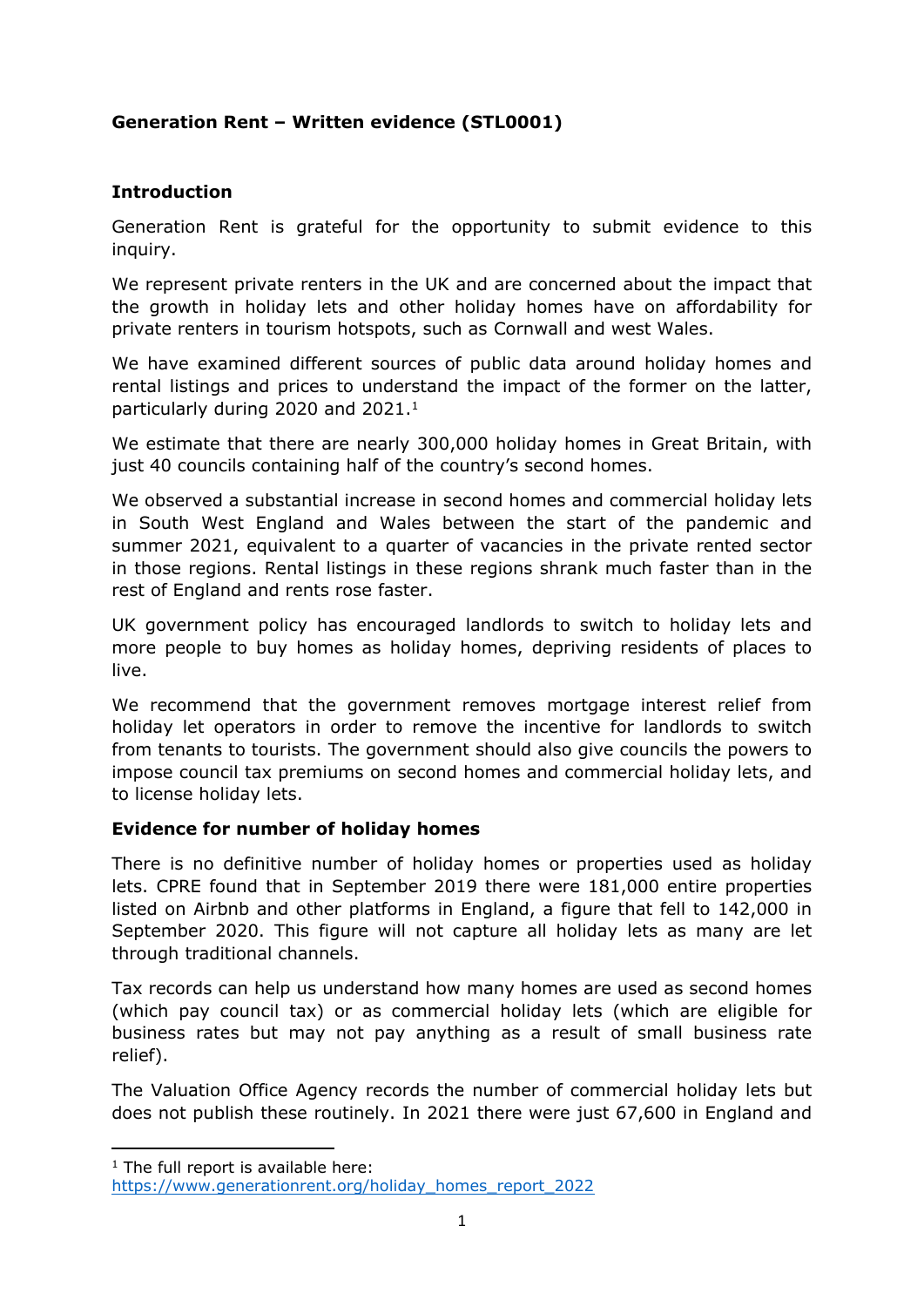**Generation Rent – Written evidence (STL0001)**

**Introduction**

Generation Rent is grateful for the opportunity to submit evidence to this inquiry.

We represent private renters in the UK and are concerned about the impact that the growth in holiday lets and other holiday homes have on affordability for private renters in tourism hotspots, such as Cornwall and west Wales.

We have examined different sources of public data around holiday homes and rental listings and prices to understand the impact of the former on the latter, particularly during 2020 and 2021.[1]

We estimate that there are nearly 300,000 holiday homes in Great Britain, with just 40 councils containing half of the country's second homes.

We observed a substantial increase in second homes and commercial holiday lets in South West England and Wales between the start of the pandemic and summer 2021, equivalent to a quarter of vacancies in the private rented sector in those regions. Rental listings in these regions shrank much faster than in the rest of England and rents rose faster.

UK government policy has encouraged landlords to switch to holiday lets and more people to buy homes as holiday homes, depriving residents of places to live.

We recommend that the government removes mortgage interest relief from holiday let operators in order to remove the incentive for landlords to switch from tenants to tourists. The government should also give councils the powers to impose council tax premiums on second homes and commercial holiday lets, and to license holiday lets.

**Evidence for number of holiday homes**

There is no definitive number of holiday homes or properties used as holiday lets. CPRE found that in September 2019 there were 181,000 entire properties listed on Airbnb and other platforms in England, a figure that fell to 142,000 in September 2020. This figure will not capture all holiday lets as many are let through traditional channels.

Tax records can help us understand how many homes are used as second homes (which pay council tax) or as commercial holiday lets (which are eligible for business rates but may not pay anything as a result of small business rate relief).

The Valuation Office Agency records the number of commercial holiday lets but does not publish these routinely. In 2021 there were just 67,600 in England and

[1] The full report is available here: https://www.generationrent.org/holiday_homes_report_2022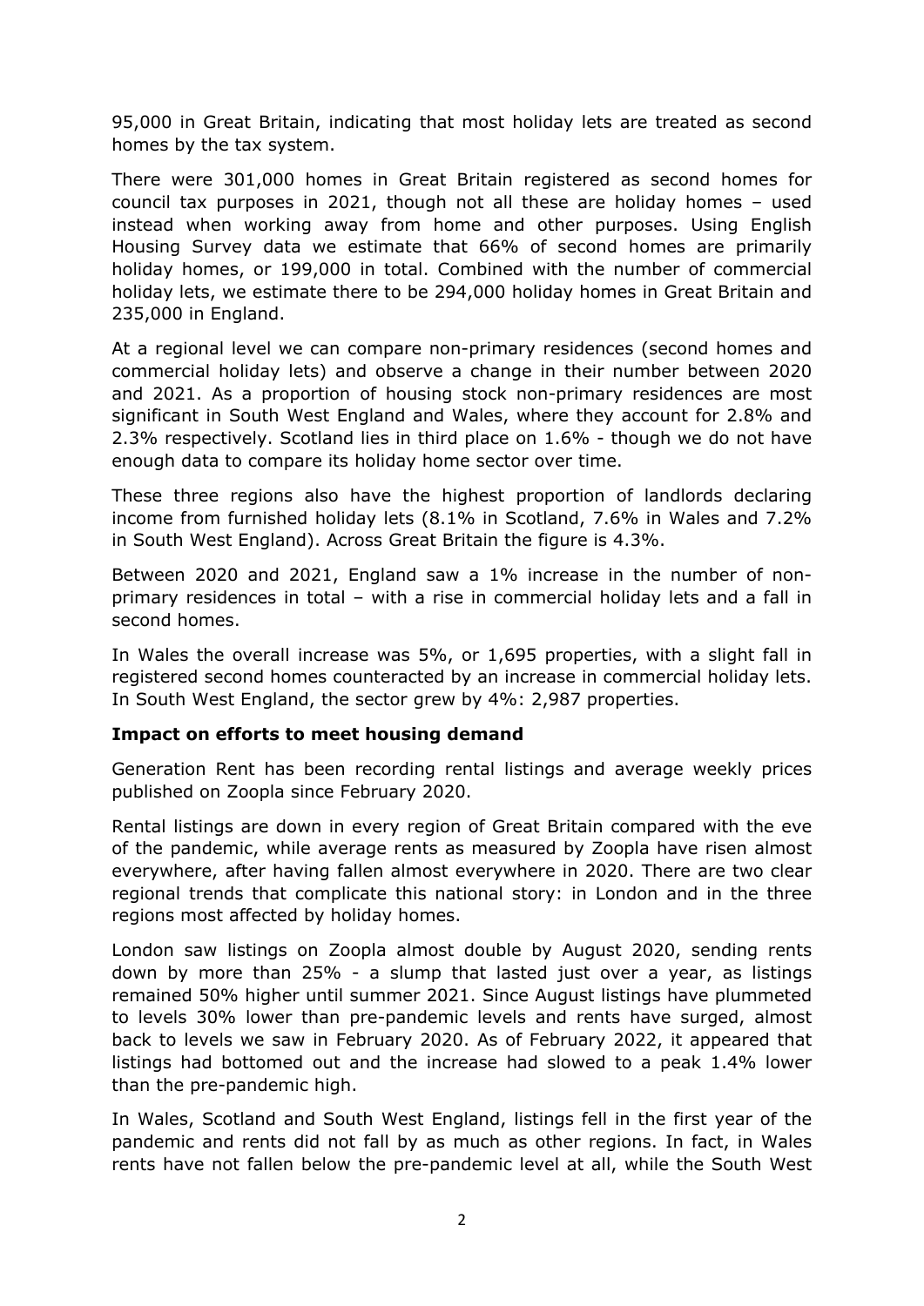95,000 in Great Britain, indicating that most holiday lets are treated as second homes by the tax system.

There were 301,000 homes in Great Britain registered as second homes for council tax purposes in 2021, though not all these are holiday homes – used instead when working away from home and other purposes. Using English Housing Survey data we estimate that 66% of second homes are primarily holiday homes, or 199,000 in total. Combined with the number of commercial holiday lets, we estimate there to be 294,000 holiday homes in Great Britain and 235,000 in England.

At a regional level we can compare non-primary residences (second homes and commercial holiday lets) and observe a change in their number between 2020 and 2021. As a proportion of housing stock non-primary residences are most significant in South West England and Wales, where they account for 2.8% and 2.3% respectively. Scotland lies in third place on 1.6% - though we do not have enough data to compare its holiday home sector over time.

These three regions also have the highest proportion of landlords declaring income from furnished holiday lets (8.1% in Scotland, 7.6% in Wales and 7.2% in South West England). Across Great Britain the figure is 4.3%.

Between 2020 and 2021, England saw a 1% increase in the number of non-primary residences in total – with a rise in commercial holiday lets and a fall in second homes.

In Wales the overall increase was 5%, or 1,695 properties, with a slight fall in registered second homes counteracted by an increase in commercial holiday lets. In South West England, the sector grew by 4%: 2,987 properties.

**Impact on efforts to meet housing demand**

Generation Rent has been recording rental listings and average weekly prices published on Zoopla since February 2020.

Rental listings are down in every region of Great Britain compared with the eve of the pandemic, while average rents as measured by Zoopla have risen almost everywhere, after having fallen almost everywhere in 2020. There are two clear regional trends that complicate this national story: in London and in the three regions most affected by holiday homes.

London saw listings on Zoopla almost double by August 2020, sending rents down by more than 25% - a slump that lasted just over a year, as listings remained 50% higher until summer 2021. Since August listings have plummeted to levels 30% lower than pre-pandemic levels and rents have surged, almost back to levels we saw in February 2020. As of February 2022, it appeared that listings had bottomed out and the increase had slowed to a peak 1.4% lower than the pre-pandemic high.

In Wales, Scotland and South West England, listings fell in the first year of the pandemic and rents did not fall by as much as other regions. In fact, in Wales rents have not fallen below the pre-pandemic level at all, while the South West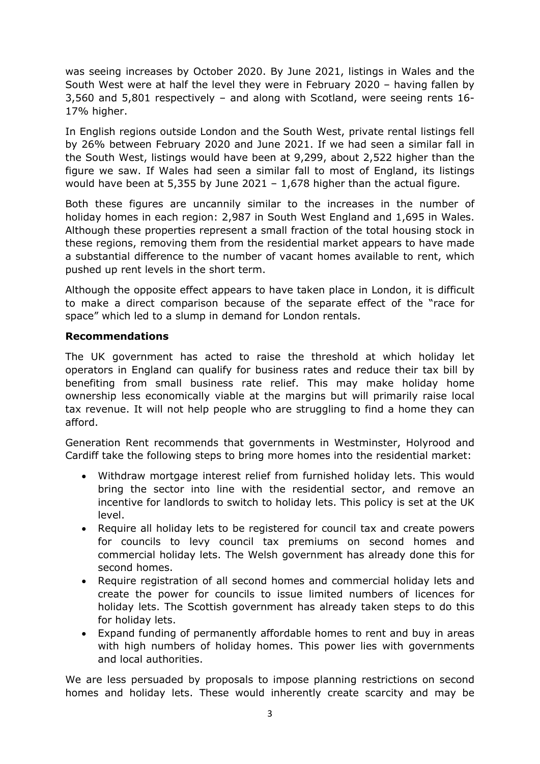was seeing increases by October 2020. By June 2021, listings in Wales and the South West were at half the level they were in February 2020 – having fallen by 3,560 and 5,801 respectively – and along with Scotland, were seeing rents 16-17% higher.

In English regions outside London and the South West, private rental listings fell by 26% between February 2020 and June 2021. If we had seen a similar fall in the South West, listings would have been at 9,299, about 2,522 higher than the figure we saw. If Wales had seen a similar fall to most of England, its listings would have been at 5,355 by June 2021 – 1,678 higher than the actual figure.

Both these figures are uncannily similar to the increases in the number of holiday homes in each region: 2,987 in South West England and 1,695 in Wales. Although these properties represent a small fraction of the total housing stock in these regions, removing them from the residential market appears to have made a substantial difference to the number of vacant homes available to rent, which pushed up rent levels in the short term.

Although the opposite effect appears to have taken place in London, it is difficult to make a direct comparison because of the separate effect of the "race for space" which led to a slump in demand for London rentals.

**Recommendations**

The UK government has acted to raise the threshold at which holiday let operators in England can qualify for business rates and reduce their tax bill by benefiting from small business rate relief. This may make holiday home ownership less economically viable at the margins but will primarily raise local tax revenue. It will not help people who are struggling to find a home they can afford.

Generation Rent recommends that governments in Westminster, Holyrood and Cardiff take the following steps to bring more homes into the residential market:

- Withdraw mortgage interest relief from furnished holiday lets. This would bring the sector into line with the residential sector, and remove an incentive for landlords to switch to holiday lets. This policy is set at the UK level.
- Require all holiday lets to be registered for council tax and create powers for councils to levy council tax premiums on second homes and commercial holiday lets. The Welsh government has already done this for second homes.
- Require registration of all second homes and commercial holiday lets and create the power for councils to issue limited numbers of licences for holiday lets. The Scottish government has already taken steps to do this for holiday lets.
- Expand funding of permanently affordable homes to rent and buy in areas with high numbers of holiday homes. This power lies with governments and local authorities.

We are less persuaded by proposals to impose planning restrictions on second homes and holiday lets. These would inherently create scarcity and may be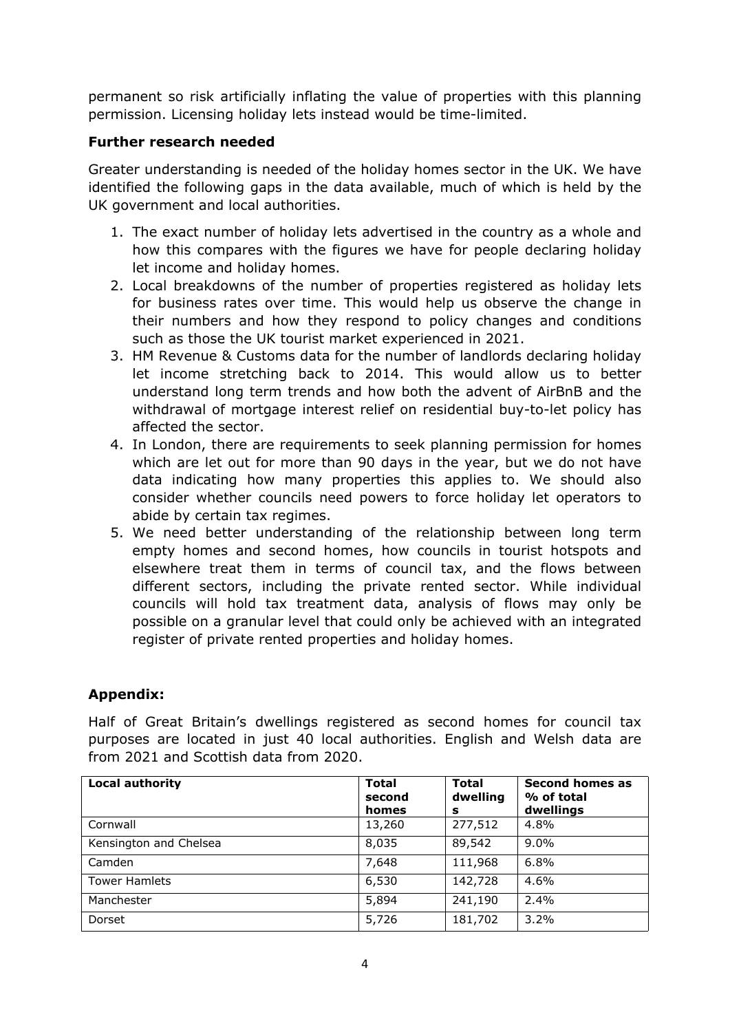permanent so risk artificially inflating the value of properties with this planning permission. Licensing holiday lets instead would be time-limited.

**Further research needed**

Greater understanding is needed of the holiday homes sector in the UK. We have identified the following gaps in the data available, much of which is held by the UK government and local authorities.

1. The exact number of holiday lets advertised in the country as a whole and how this compares with the figures we have for people declaring holiday let income and holiday homes.
2. Local breakdowns of the number of properties registered as holiday lets for business rates over time. This would help us observe the change in their numbers and how they respond to policy changes and conditions such as those the UK tourist market experienced in 2021.
3. HM Revenue & Customs data for the number of landlords declaring holiday let income stretching back to 2014. This would allow us to better understand long term trends and how both the advent of AirBnB and the withdrawal of mortgage interest relief on residential buy-to-let policy has affected the sector.
4. In London, there are requirements to seek planning permission for homes which are let out for more than 90 days in the year, but we do not have data indicating how many properties this applies to. We should also consider whether councils need powers to force holiday let operators to abide by certain tax regimes.
5. We need better understanding of the relationship between long term empty homes and second homes, how councils in tourist hotspots and elsewhere treat them in terms of council tax, and the flows between different sectors, including the private rented sector. While individual councils will hold tax treatment data, analysis of flows may only be possible on a granular level that could only be achieved with an integrated register of private rented properties and holiday homes.

## Appendix:

Half of Great Britain's dwellings registered as second homes for council tax purposes are located in just 40 local authorities. English and Welsh data are from 2021 and Scottish data from 2020.

| Local authority | Total second homes | Total dwellings | Second homes as % of total dwellings |
|---|---|---|---|
| Cornwall | 13,260 | 277,512 | 4.8% |
| Kensington and Chelsea | 8,035 | 89,542 | 9.0% |
| Camden | 7,648 | 111,968 | 6.8% |
| Tower Hamlets | 6,530 | 142,728 | 4.6% |
| Manchester | 5,894 | 241,190 | 2.4% |
| Dorset | 5,726 | 181,702 | 3.2% |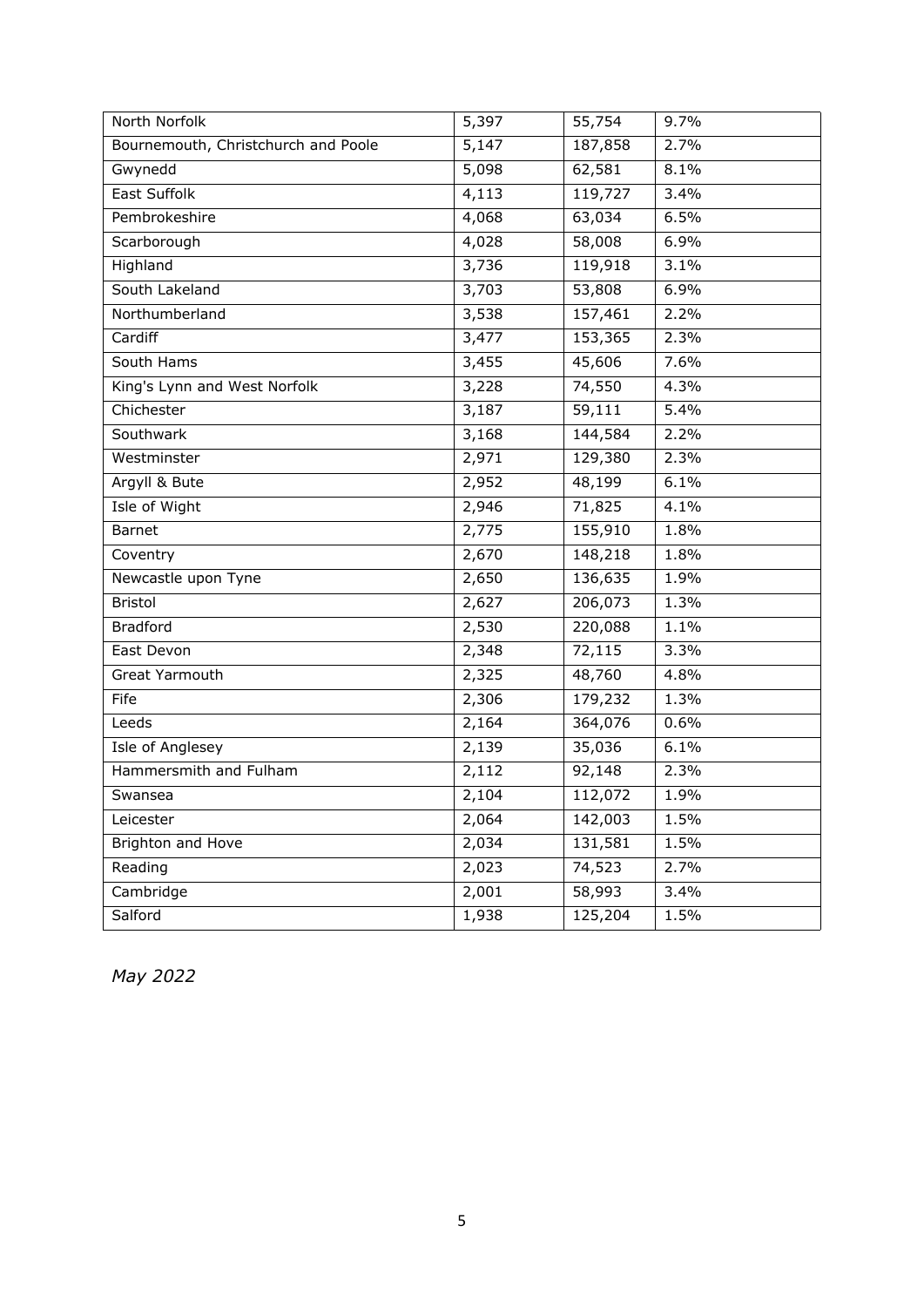| | | | |
|---|---|---|---|
| North Norfolk | 5,397 | 55,754 | 9.7% |
| Bournemouth, Christchurch and Poole | 5,147 | 187,858 | 2.7% |
| Gwynedd | 5,098 | 62,581 | 8.1% |
| East Suffolk | 4,113 | 119,727 | 3.4% |
| Pembrokeshire | 4,068 | 63,034 | 6.5% |
| Scarborough | 4,028 | 58,008 | 6.9% |
| Highland | 3,736 | 119,918 | 3.1% |
| South Lakeland | 3,703 | 53,808 | 6.9% |
| Northumberland | 3,538 | 157,461 | 2.2% |
| Cardiff | 3,477 | 153,365 | 2.3% |
| South Hams | 3,455 | 45,606 | 7.6% |
| King's Lynn and West Norfolk | 3,228 | 74,550 | 4.3% |
| Chichester | 3,187 | 59,111 | 5.4% |
| Southwark | 3,168 | 144,584 | 2.2% |
| Westminster | 2,971 | 129,380 | 2.3% |
| Argyll & Bute | 2,952 | 48,199 | 6.1% |
| Isle of Wight | 2,946 | 71,825 | 4.1% |
| Barnet | 2,775 | 155,910 | 1.8% |
| Coventry | 2,670 | 148,218 | 1.8% |
| Newcastle upon Tyne | 2,650 | 136,635 | 1.9% |
| Bristol | 2,627 | 206,073 | 1.3% |
| Bradford | 2,530 | 220,088 | 1.1% |
| East Devon | 2,348 | 72,115 | 3.3% |
| Great Yarmouth | 2,325 | 48,760 | 4.8% |
| Fife | 2,306 | 179,232 | 1.3% |
| Leeds | 2,164 | 364,076 | 0.6% |
| Isle of Anglesey | 2,139 | 35,036 | 6.1% |
| Hammersmith and Fulham | 2,112 | 92,148 | 2.3% |
| Swansea | 2,104 | 112,072 | 1.9% |
| Leicester | 2,064 | 142,003 | 1.5% |
| Brighton and Hove | 2,034 | 131,581 | 1.5% |
| Reading | 2,023 | 74,523 | 2.7% |
| Cambridge | 2,001 | 58,993 | 3.4% |
| Salford | 1,938 | 125,204 | 1.5% |

*May 2022*